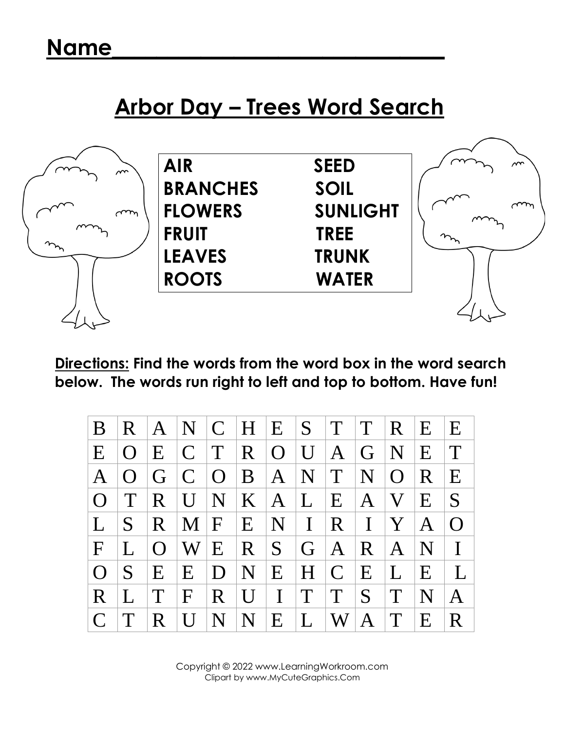**Name\_\_\_\_\_\_\_\_\_\_\_\_\_\_\_\_\_\_\_\_\_\_\_\_\_\_\_\_\_\_\_\_**

## Arbor Day – Trees Word Search

| | |
|---|---|
| **AIR** | **SEED** |
| **BRANCHES** | **SOIL** |
| **FLOWERS** | **SUNLIGHT** |
| **FRUIT** | **TREE** |
| **LEAVES** | **TRUNK** |
| **ROOTS** | **WATER** |

**Directions: Find the words from the word box in the word search below. The words run right to left and top to bottom. Have fun!**

| | | | | | | | | | | | | |
|---|---|---|---|---|---|---|---|---|---|---|---|---|
| B | R | A | N | C | H | E | S | T | T | R | E | E |
| E | O | E | C | T | R | O | U | A | G | N | E | T |
| A | O | G | C | O | B | A | N | T | N | O | R | E |
| O | T | R | U | N | K | A | L | E | A | V | E | S |
| L | S | R | M | F | E | N | I | R | I | Y | A | O |
| F | L | O | W | E | R | S | G | A | R | A | N | I |
| O | S | E | E | D | N | E | H | C | E | L | E | L |
| R | L | T | F | R | U | I | T | T | S | T | N | A |
| C | T | R | U | N | N | E | L | W | A | T | E | R |

Copyright © 2022 www.LearningWorkroom.com
Clipart by www.MyCuteGraphics.Com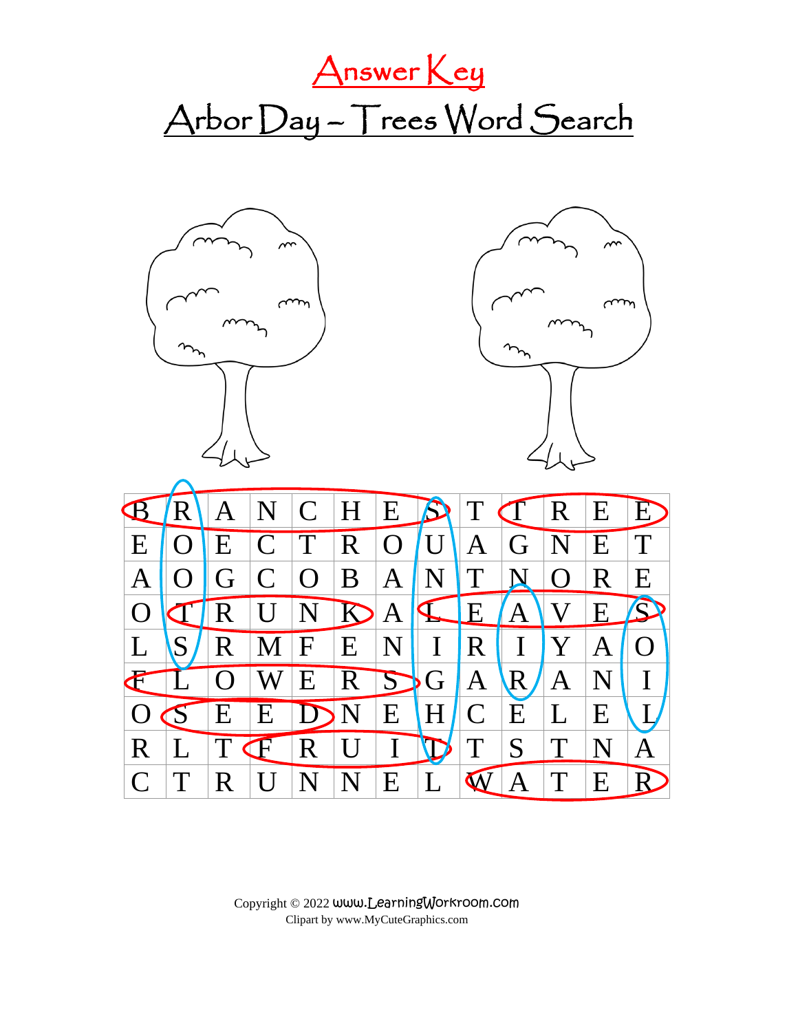# Answer Key

# Arbor Day – Trees Word Search

| | | | | | | | | | | | | |
|---|---|---|---|---|---|---|---|---|---|---|---|---|
| B | R | A | N | C | H | E | S | T | T | R | E | E |
| E | O | E | C | T | R | O | U | A | G | N | E | T |
| A | O | G | C | O | B | A | N | T | N | O | R | E |
| O | T | R | U | N | K | A | L | E | A | V | E | S |
| L | S | R | M | F | E | N | I | R | I | Y | A | O |
| F | L | O | W | E | R | S | G | A | R | A | N | I |
| O | S | E | E | D | N | E | H | C | E | L | E | L |
| R | L | T | F | R | U | I | T | T | S | T | N | A |
| C | T | R | U | N | N | E | L | W | A | T | E | R |

Copyright © 2022 www.LearningWorkroom.com
Clipart by www.MyCuteGraphics.com